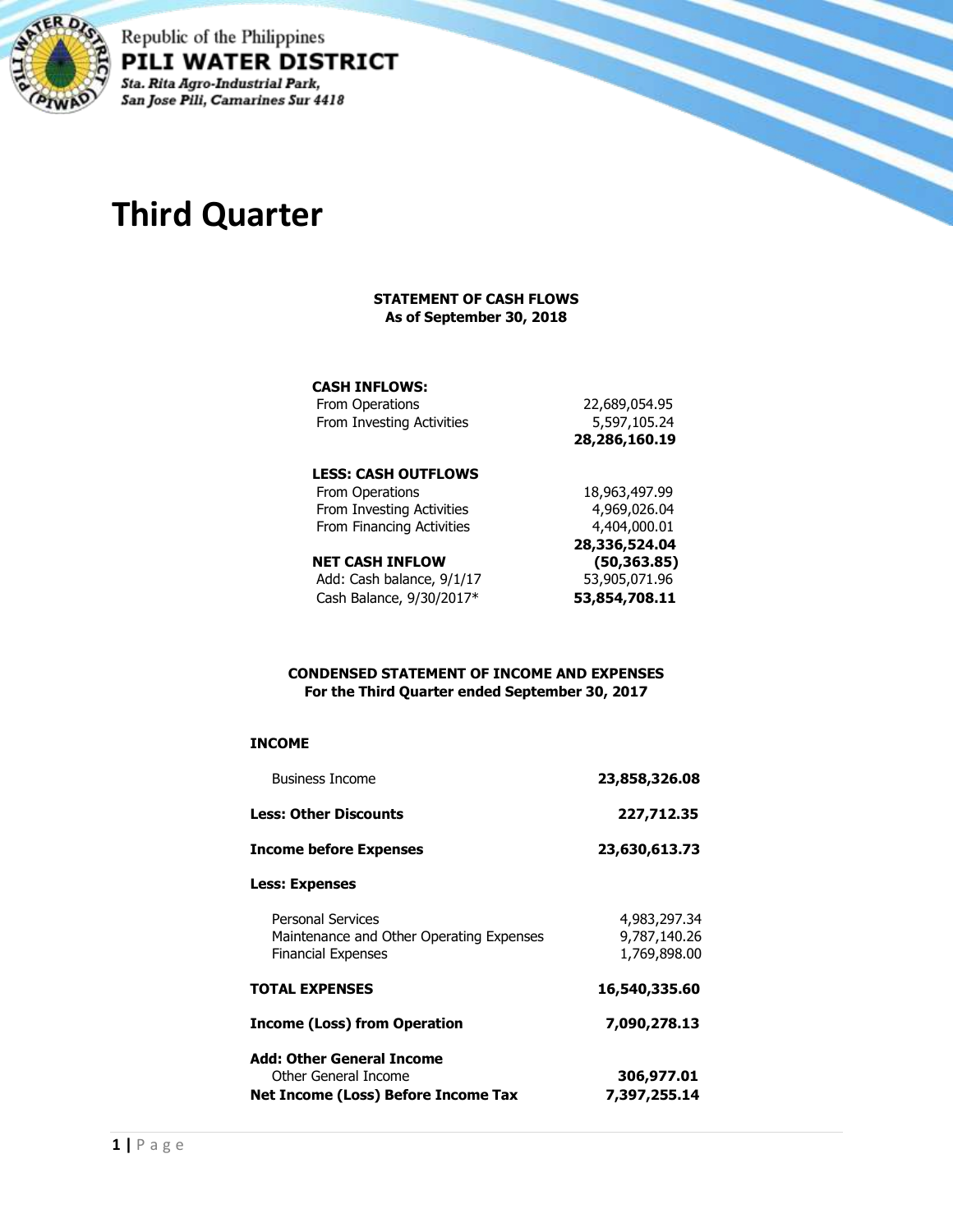Republic of the Philippines
**PILI WATER DISTRICT**
*Sta. Rita Agro-Industrial Park,*
*San Jose Pili, Camarines Sur 4418*

# Third Quarter

### STATEMENT OF CASH FLOWS
**As of September 30, 2018**

| | |
|---|---:|
| **CASH INFLOWS:** | |
| From Operations | 22,689,054.95 |
| From Investing Activities | 5,597,105.24 |
| | **28,286,160.19** |
| **LESS: CASH OUTFLOWS** | |
| From Operations | 18,963,497.99 |
| From Investing Activities | 4,969,026.04 |
| From Financing Activities | 4,404,000.01 |
| | **28,336,524.04** |
| **NET CASH INFLOW** | **(50,363.85)** |
| Add: Cash balance, 9/1/17 | 53,905,071.96 |
| Cash Balance, 9/30/2017* | **53,854,708.11** |

### CONDENSED STATEMENT OF INCOME AND EXPENSES
**For the Third Quarter ended September 30, 2017**

| | |
|---|---:|
| **INCOME** | |
| Business Income | **23,858,326.08** |
| **Less: Other Discounts** | **227,712.35** |
| **Income before Expenses** | **23,630,613.73** |
| **Less: Expenses** | |
| Personal Services | 4,983,297.34 |
| Maintenance and Other Operating Expenses | 9,787,140.26 |
| Financial Expenses | 1,769,898.00 |
| **TOTAL EXPENSES** | **16,540,335.60** |
| **Income (Loss) from Operation** | **7,090,278.13** |
| **Add: Other General Income** | |
| Other General Income | **306,977.01** |
| **Net Income (Loss) Before Income Tax** | **7,397,255.14** |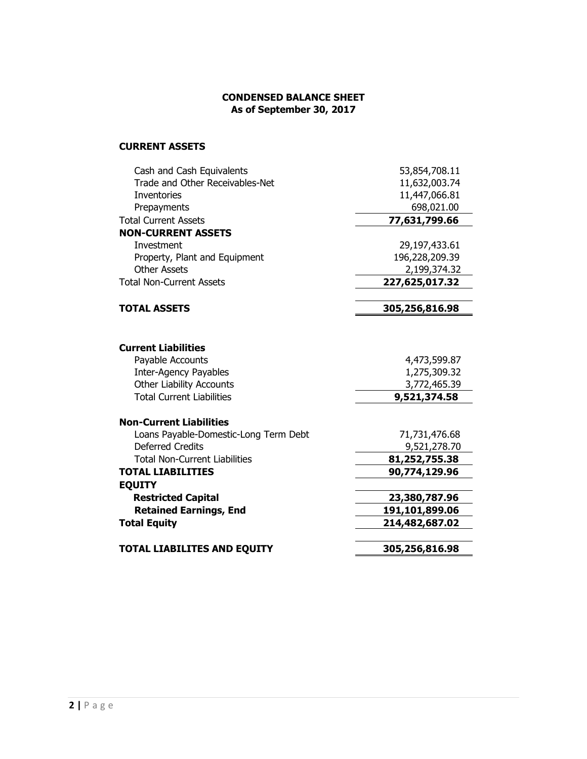## CONDENSED BALANCE SHEET
### As of September 30, 2017

| | |
|---|---|
| **CURRENT ASSETS** | |
| Cash and Cash Equivalents | 53,854,708.11 |
| Trade and Other Receivables-Net | 11,632,003.74 |
| Inventories | 11,447,066.81 |
| Prepayments | 698,021.00 |
| Total Current Assets | **77,631,799.66** |
| **NON-CURRENT ASSETS** | |
| Investment | 29,197,433.61 |
| Property, Plant and Equipment | 196,228,209.39 |
| Other Assets | 2,199,374.32 |
| Total Non-Current Assets | **227,625,017.32** |
| **TOTAL ASSETS** | **305,256,816.98** |
| **Current Liabilities** | |
| Payable Accounts | 4,473,599.87 |
| Inter-Agency Payables | 1,275,309.32 |
| Other Liability Accounts | 3,772,465.39 |
| Total Current Liabilities | **9,521,374.58** |
| **Non-Current Liabilities** | |
| Loans Payable-Domestic-Long Term Debt | 71,731,476.68 |
| Deferred Credits | 9,521,278.70 |
| Total Non-Current Liabilities | **81,252,755.38** |
| **TOTAL LIABILITIES** | **90,774,129.96** |
| **EQUITY** | |
| **Restricted Capital** | **23,380,787.96** |
| **Retained Earnings, End** | **191,101,899.06** |
| **Total Equity** | **214,482,687.02** |
| **TOTAL LIABILITES AND EQUITY** | **305,256,816.98** |